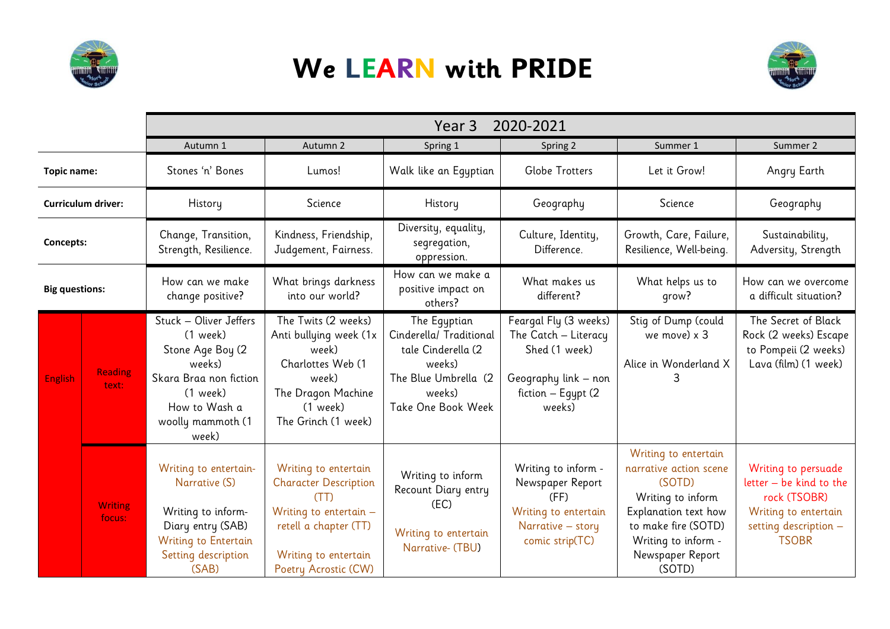# We LEARN with PRIDE

| | | Year 3 2020-2021 | | | | | |
|---|---|---|---|---|---|---|---|
| | | Autumn 1 | Autumn 2 | Spring 1 | Spring 2 | Summer 1 | Summer 2 |
| **Topic name:** | | Stones 'n' Bones | Lumos! | Walk like an Egyptian | Globe Trotters | Let it Grow! | Angry Earth |
| **Curriculum driver:** | | History | Science | History | Geography | Science | Geography |
| **Concepts:** | | Change, Transition, Strength, Resilience. | Kindness, Friendship, Judgement, Fairness. | Diversity, equality, segregation, oppression. | Culture, Identity, Difference. | Growth, Care, Failure, Resilience, Well-being. | Sustainability, Adversity, Strength |
| **Big questions:** | | How can we make change positive? | What brings darkness into our world? | How can we make a positive impact on others? | What makes us different? | What helps us to grow? | How can we overcome a difficult situation? |
| English | Reading text: | Stuck – Oliver Jeffers (1 week)<br>Stone Age Boy (2 weeks)<br>Skara Braa non fiction (1 week)<br>How to Wash a woolly mammoth (1 week) | The Twits (2 weeks)<br>Anti bullying week (1x week)<br>Charlottes Web (1 week)<br>The Dragon Machine (1 week)<br>The Grinch (1 week) | The Egyptian Cinderella/ Traditional tale Cinderella (2 weeks)<br>The Blue Umbrella (2 weeks)<br>Take One Book Week | Feargal Fly (3 weeks)<br>The Catch – Literacy Shed (1 week)<br>Geography link – non fiction – Egypt (2 weeks) | Stig of Dump (could we move) x 3<br>Alice in Wonderland X 3 | The Secret of Black Rock (2 weeks) Escape to Pompeii (2 weeks)<br>Lava (film) (1 week) |
| | Writing focus: | Writing to entertain-Narrative (S)<br>Writing to inform-Diary entry (SAB)<br>Writing to Entertain Setting description (SAB) | Writing to entertain Character Description (TT)<br>Writing to entertain – retell a chapter (TT)<br>Writing to entertain Poetry Acrostic (CW) | Writing to inform Recount Diary entry (EC)<br>Writing to entertain Narrative- (TBU) | Writing to inform - Newspaper Report (FF)<br>Writing to entertain Narrative – story comic strip(TC) | Writing to entertain narrative action scene (SOTD)<br>Writing to inform Explanation text how to make fire (SOTD)<br>Writing to inform - Newspaper Report (SOTD) | Writing to persuade letter – be kind to the rock (TSOBR)<br>Writing to entertain setting description – TSOBR |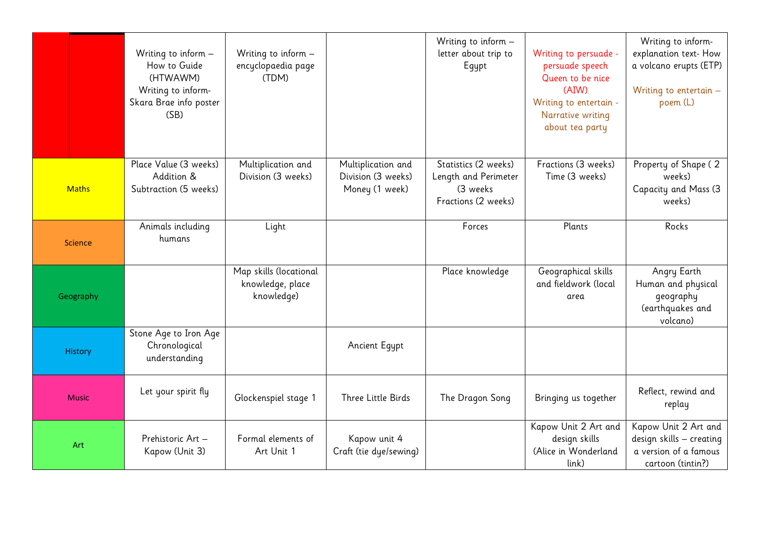| | | | | | | |
|---|---|---|---|---|---|---|
| | Writing to inform – How to Guide (HTWAWM) Writing to inform- Skara Brae info poster (SB) | Writing to inform – encyclopaedia page (TDM) | | Writing to inform – letter about trip to Egypt | Writing to persuade - persuade speech Queen to be nice (AIW) Writing to entertain - Narrative writing about tea party | Writing to inform- explanation text- How a volcano erupts (ETP) Writing to entertain – poem (L) |
| Maths | Place Value (3 weeks) Addition & Subtraction (5 weeks) | Multiplication and Division (3 weeks) | Multiplication and Division (3 weeks) Money (1 week) | Statistics (2 weeks) Length and Perimeter (3 weeks Fractions (2 weeks) | Fractions (3 weeks) Time (3 weeks) | Property of Shape ( 2 weeks) Capacity and Mass (3 weeks) |
| Science | Animals including humans | Light | | Forces | Plants | Rocks |
| Geography | | Map skills (locational knowledge, place knowledge) | | Place knowledge | Geographical skills and fieldwork (local area | Angry Earth Human and physical geography (earthquakes and volcano) |
| History | Stone Age to Iron Age Chronological understanding | | Ancient Egypt | | | |
| Music | Let your spirit fly | Glockenspiel stage 1 | Three Little Birds | The Dragon Song | Bringing us together | Reflect, rewind and replay |
| Art | Prehistoric Art – Kapow (Unit 3) | Formal elements of Art Unit 1 | Kapow unit 4 Craft (tie dye/sewing) | | Kapow Unit 2 Art and design skills (Alice in Wonderland link) | Kapow Unit 2 Art and design skills – creating a version of a famous cartoon (tintin?) |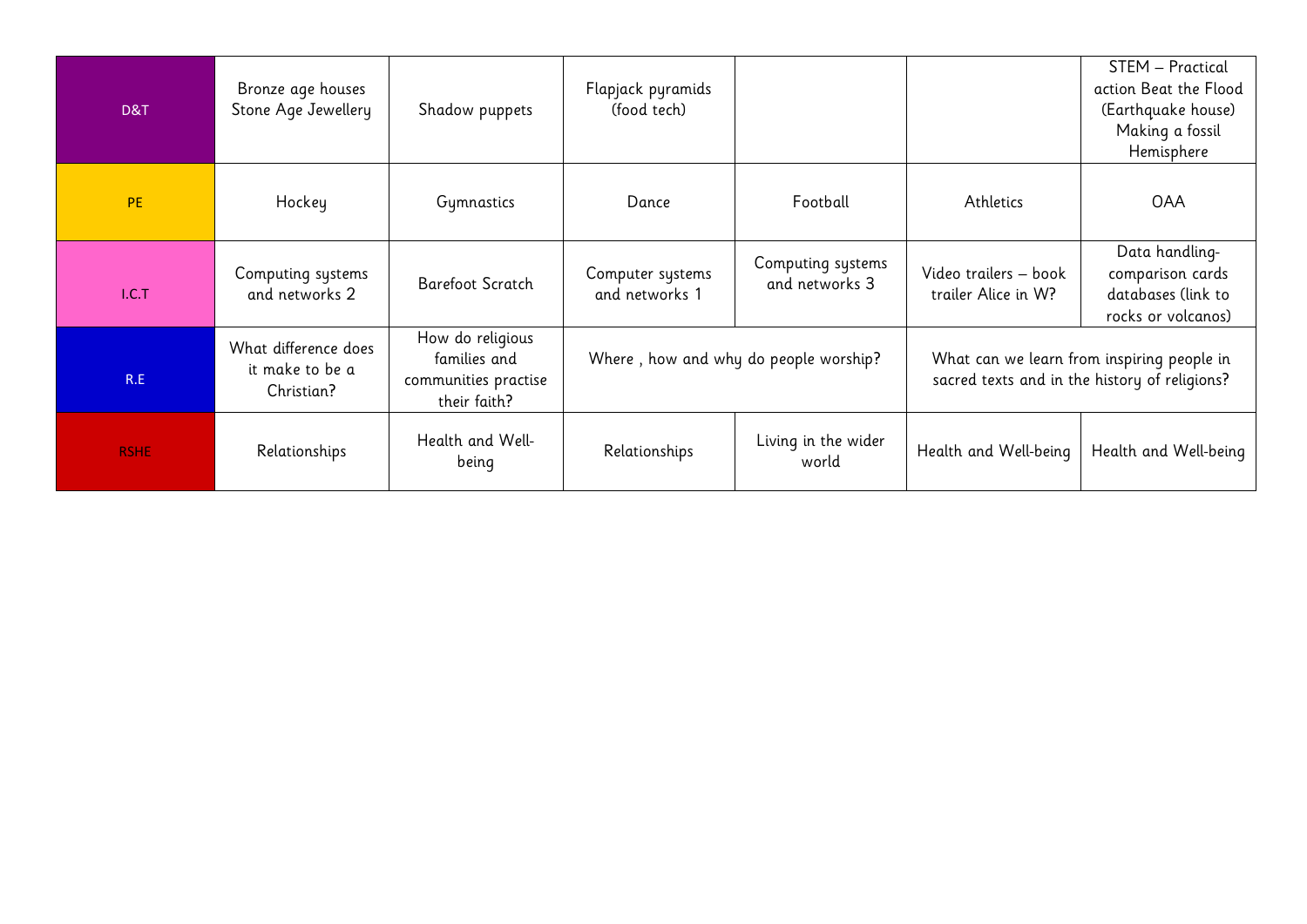| | | | | | | |
|---|---|---|---|---|---|---|
| D&T | Bronze age houses Stone Age Jewellery | Shadow puppets | Flapjack pyramids (food tech) | | | STEM – Practical action Beat the Flood (Earthquake house) Making a fossil Hemisphere |
| PE | Hockey | Gymnastics | Dance | Football | Athletics | OAA |
| I.C.T | Computing systems and networks 2 | Barefoot Scratch | Computer systems and networks 1 | Computing systems and networks 3 | Video trailers – book trailer Alice in W? | Data handling- comparison cards databases (link to rocks or volcanos) |
| R.E | What difference does it make to be a Christian? | How do religious families and communities practise their faith? | Where , how and why do people worship? | | What can we learn from inspiring people in sacred texts and in the history of religions? | |
| RSHE | Relationships | Health and Well-being | Relationships | Living in the wider world | Health and Well-being | Health and Well-being |